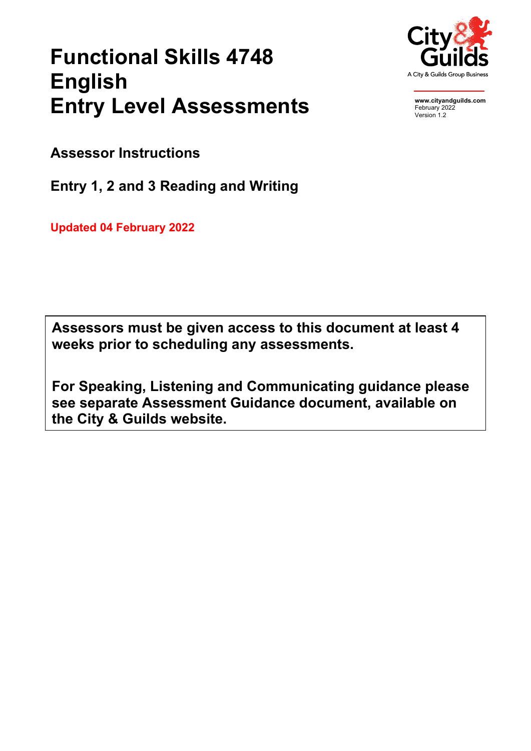# Functional Skills 4748 English Entry Level Assessments

City & Guilds
A City & Guilds Group Business

**www.cityandguilds.com**
February 2022
Version 1.2

## Assessor Instructions

## Entry 1, 2 and 3 Reading and Writing

**Updated 04 February 2022**

**Assessors must be given access to this document at least 4 weeks prior to scheduling any assessments.**

**For Speaking, Listening and Communicating guidance please see separate Assessment Guidance document, available on the City & Guilds website.**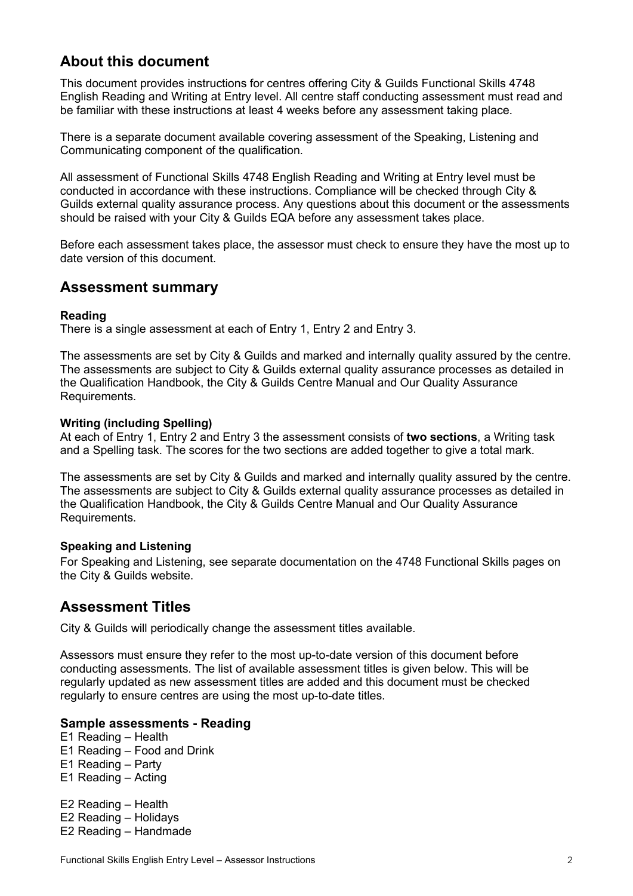## About this document

This document provides instructions for centres offering City & Guilds Functional Skills 4748 English Reading and Writing at Entry level. All centre staff conducting assessment must read and be familiar with these instructions at least 4 weeks before any assessment taking place.

There is a separate document available covering assessment of the Speaking, Listening and Communicating component of the qualification.

All assessment of Functional Skills 4748 English Reading and Writing at Entry level must be conducted in accordance with these instructions. Compliance will be checked through City & Guilds external quality assurance process. Any questions about this document or the assessments should be raised with your City & Guilds EQA before any assessment takes place.

Before each assessment takes place, the assessor must check to ensure they have the most up to date version of this document.

## Assessment summary

**Reading**
There is a single assessment at each of Entry 1, Entry 2 and Entry 3.

The assessments are set by City & Guilds and marked and internally quality assured by the centre. The assessments are subject to City & Guilds external quality assurance processes as detailed in the Qualification Handbook, the City & Guilds Centre Manual and Our Quality Assurance Requirements.

**Writing (including Spelling)**
At each of Entry 1, Entry 2 and Entry 3 the assessment consists of **two sections**, a Writing task and a Spelling task. The scores for the two sections are added together to give a total mark.

The assessments are set by City & Guilds and marked and internally quality assured by the centre. The assessments are subject to City & Guilds external quality assurance processes as detailed in the Qualification Handbook, the City & Guilds Centre Manual and Our Quality Assurance Requirements.

**Speaking and Listening**
For Speaking and Listening, see separate documentation on the 4748 Functional Skills pages on the City & Guilds website.

## Assessment Titles

City & Guilds will periodically change the assessment titles available.

Assessors must ensure they refer to the most up-to-date version of this document before conducting assessments. The list of available assessment titles is given below. This will be regularly updated as new assessment titles are added and this document must be checked regularly to ensure centres are using the most up-to-date titles.

### Sample assessments - Reading

E1 Reading – Health
E1 Reading – Food and Drink
E1 Reading – Party
E1 Reading – Acting

E2 Reading – Health
E2 Reading – Holidays
E2 Reading – Handmade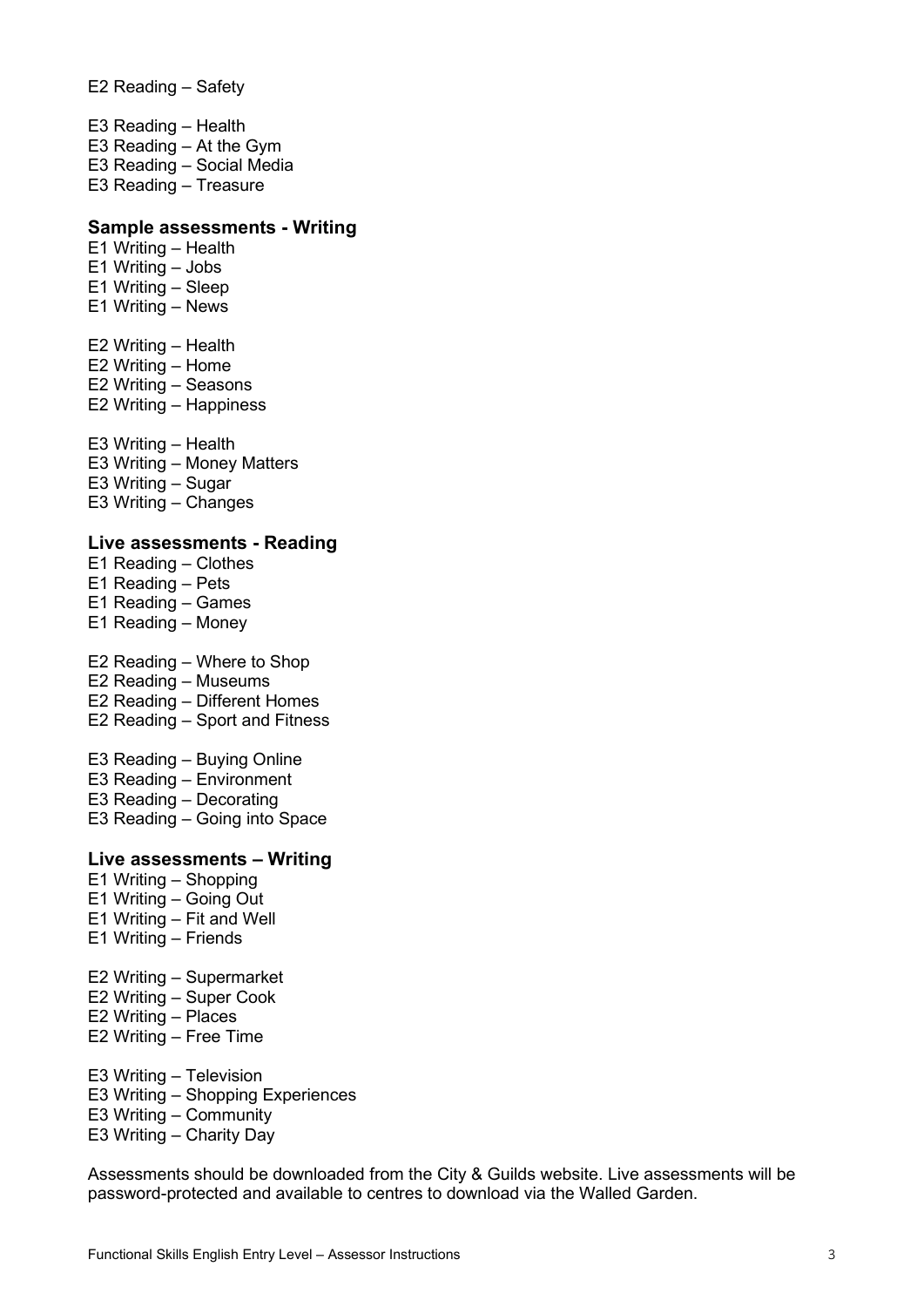E2 Reading – Safety

E3 Reading – Health
E3 Reading – At the Gym
E3 Reading – Social Media
E3 Reading – Treasure

**Sample assessments - Writing**

E1 Writing – Health
E1 Writing – Jobs
E1 Writing – Sleep
E1 Writing – News

E2 Writing – Health
E2 Writing – Home
E2 Writing – Seasons
E2 Writing – Happiness

E3 Writing – Health
E3 Writing – Money Matters
E3 Writing – Sugar
E3 Writing – Changes

**Live assessments - Reading**

E1 Reading – Clothes
E1 Reading – Pets
E1 Reading – Games
E1 Reading – Money

E2 Reading – Where to Shop
E2 Reading – Museums
E2 Reading – Different Homes
E2 Reading – Sport and Fitness

E3 Reading – Buying Online
E3 Reading – Environment
E3 Reading – Decorating
E3 Reading – Going into Space

**Live assessments – Writing**

E1 Writing – Shopping
E1 Writing – Going Out
E1 Writing – Fit and Well
E1 Writing – Friends

E2 Writing – Supermarket
E2 Writing – Super Cook
E2 Writing – Places
E2 Writing – Free Time

E3 Writing – Television
E3 Writing – Shopping Experiences
E3 Writing – Community
E3 Writing – Charity Day

Assessments should be downloaded from the City & Guilds website. Live assessments will be password-protected and available to centres to download via the Walled Garden.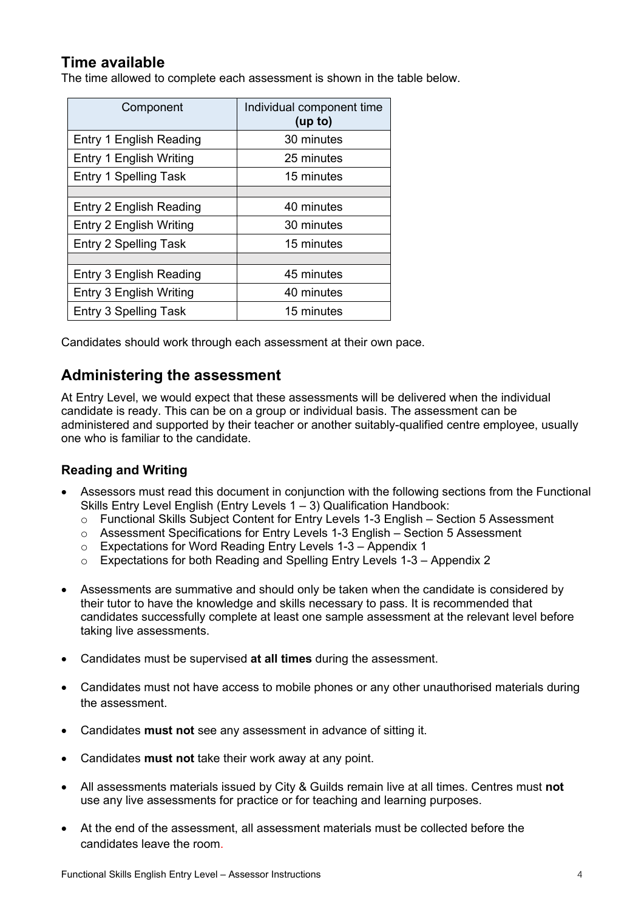## Time available

The time allowed to complete each assessment is shown in the table below.

| Component | Individual component time **(up to)** |
|---|---|
| Entry 1 English Reading | 30 minutes |
| Entry 1 English Writing | 25 minutes |
| Entry 1 Spelling Task | 15 minutes |
| | |
| Entry 2 English Reading | 40 minutes |
| Entry 2 English Writing | 30 minutes |
| Entry 2 Spelling Task | 15 minutes |
| | |
| Entry 3 English Reading | 45 minutes |
| Entry 3 English Writing | 40 minutes |
| Entry 3 Spelling Task | 15 minutes |

Candidates should work through each assessment at their own pace.

## Administering the assessment

At Entry Level, we would expect that these assessments will be delivered when the individual candidate is ready. This can be on a group or individual basis. The assessment can be administered and supported by their teacher or another suitably-qualified centre employee, usually one who is familiar to the candidate.

### Reading and Writing

- Assessors must read this document in conjunction with the following sections from the Functional Skills Entry Level English (Entry Levels 1 – 3) Qualification Handbook:
  - Functional Skills Subject Content for Entry Levels 1-3 English – Section 5 Assessment
  - Assessment Specifications for Entry Levels 1-3 English – Section 5 Assessment
  - Expectations for Word Reading Entry Levels 1-3 – Appendix 1
  - Expectations for both Reading and Spelling Entry Levels 1-3 – Appendix 2

- Assessments are summative and should only be taken when the candidate is considered by their tutor to have the knowledge and skills necessary to pass. It is recommended that candidates successfully complete at least one sample assessment at the relevant level before taking live assessments.

- Candidates must be supervised **at all times** during the assessment.

- Candidates must not have access to mobile phones or any other unauthorised materials during the assessment.

- Candidates **must not** see any assessment in advance of sitting it.

- Candidates **must not** take their work away at any point.

- All assessments materials issued by City & Guilds remain live at all times. Centres must **not** use any live assessments for practice or for teaching and learning purposes.

- At the end of the assessment, all assessment materials must be collected before the candidates leave the room.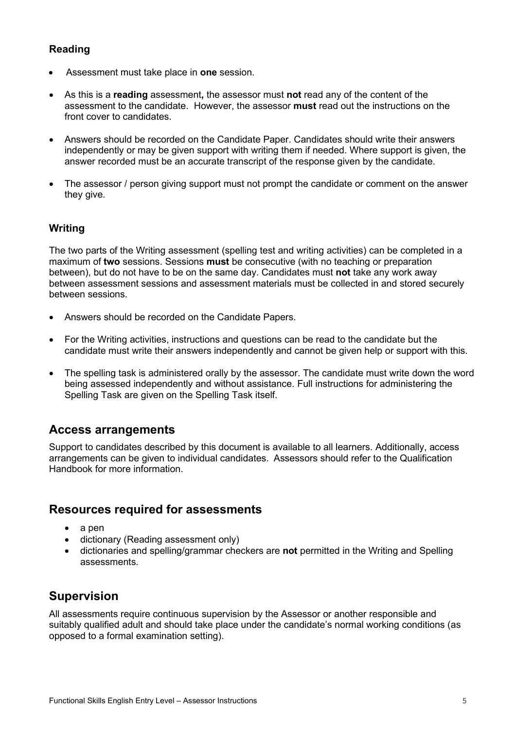### Reading

- Assessment must take place in **one** session.
- As this is a **reading** assessment**,** the assessor must **not** read any of the content of the assessment to the candidate. However, the assessor **must** read out the instructions on the front cover to candidates.
- Answers should be recorded on the Candidate Paper. Candidates should write their answers independently or may be given support with writing them if needed. Where support is given, the answer recorded must be an accurate transcript of the response given by the candidate.
- The assessor / person giving support must not prompt the candidate or comment on the answer they give.

### Writing

The two parts of the Writing assessment (spelling test and writing activities) can be completed in a maximum of **two** sessions. Sessions **must** be consecutive (with no teaching or preparation between), but do not have to be on the same day. Candidates must **not** take any work away between assessment sessions and assessment materials must be collected in and stored securely between sessions.

- Answers should be recorded on the Candidate Papers.
- For the Writing activities, instructions and questions can be read to the candidate but the candidate must write their answers independently and cannot be given help or support with this.
- The spelling task is administered orally by the assessor. The candidate must write down the word being assessed independently and without assistance. Full instructions for administering the Spelling Task are given on the Spelling Task itself.

## Access arrangements

Support to candidates described by this document is available to all learners. Additionally, access arrangements can be given to individual candidates. Assessors should refer to the Qualification Handbook for more information.

## Resources required for assessments

- a pen
- dictionary (Reading assessment only)
- dictionaries and spelling/grammar checkers are **not** permitted in the Writing and Spelling assessments.

## Supervision

All assessments require continuous supervision by the Assessor or another responsible and suitably qualified adult and should take place under the candidate's normal working conditions (as opposed to a formal examination setting).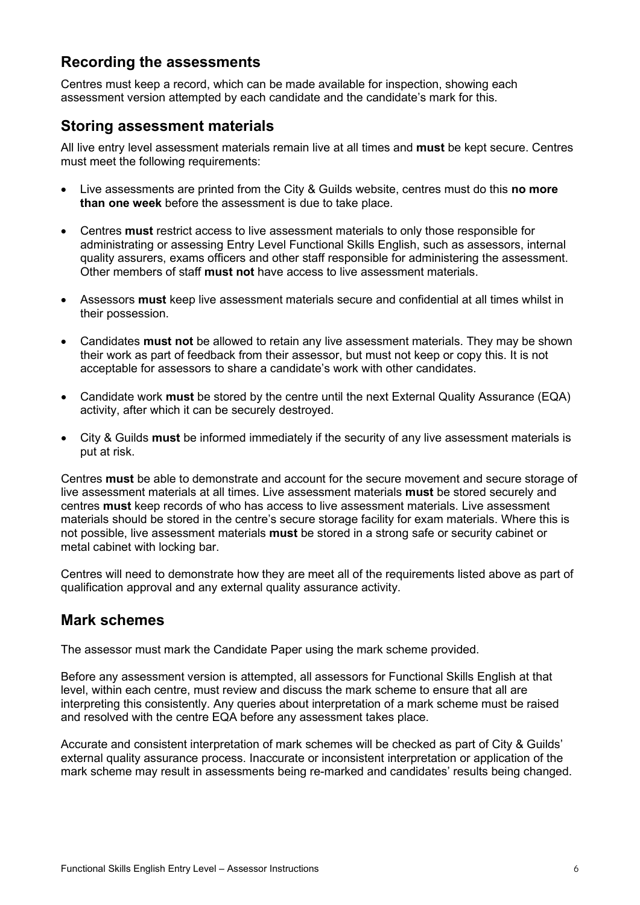## Recording the assessments

Centres must keep a record, which can be made available for inspection, showing each assessment version attempted by each candidate and the candidate's mark for this.

## Storing assessment materials

All live entry level assessment materials remain live at all times and **must** be kept secure. Centres must meet the following requirements:

- Live assessments are printed from the City & Guilds website, centres must do this **no more than one week** before the assessment is due to take place.
- Centres **must** restrict access to live assessment materials to only those responsible for administrating or assessing Entry Level Functional Skills English, such as assessors, internal quality assurers, exams officers and other staff responsible for administering the assessment. Other members of staff **must not** have access to live assessment materials.
- Assessors **must** keep live assessment materials secure and confidential at all times whilst in their possession.
- Candidates **must not** be allowed to retain any live assessment materials. They may be shown their work as part of feedback from their assessor, but must not keep or copy this. It is not acceptable for assessors to share a candidate's work with other candidates.
- Candidate work **must** be stored by the centre until the next External Quality Assurance (EQA) activity, after which it can be securely destroyed.
- City & Guilds **must** be informed immediately if the security of any live assessment materials is put at risk.

Centres **must** be able to demonstrate and account for the secure movement and secure storage of live assessment materials at all times. Live assessment materials **must** be stored securely and centres **must** keep records of who has access to live assessment materials. Live assessment materials should be stored in the centre's secure storage facility for exam materials. Where this is not possible, live assessment materials **must** be stored in a strong safe or security cabinet or metal cabinet with locking bar.

Centres will need to demonstrate how they are meet all of the requirements listed above as part of qualification approval and any external quality assurance activity.

## Mark schemes

The assessor must mark the Candidate Paper using the mark scheme provided.

Before any assessment version is attempted, all assessors for Functional Skills English at that level, within each centre, must review and discuss the mark scheme to ensure that all are interpreting this consistently. Any queries about interpretation of a mark scheme must be raised and resolved with the centre EQA before any assessment takes place.

Accurate and consistent interpretation of mark schemes will be checked as part of City & Guilds' external quality assurance process. Inaccurate or inconsistent interpretation or application of the mark scheme may result in assessments being re-marked and candidates' results being changed.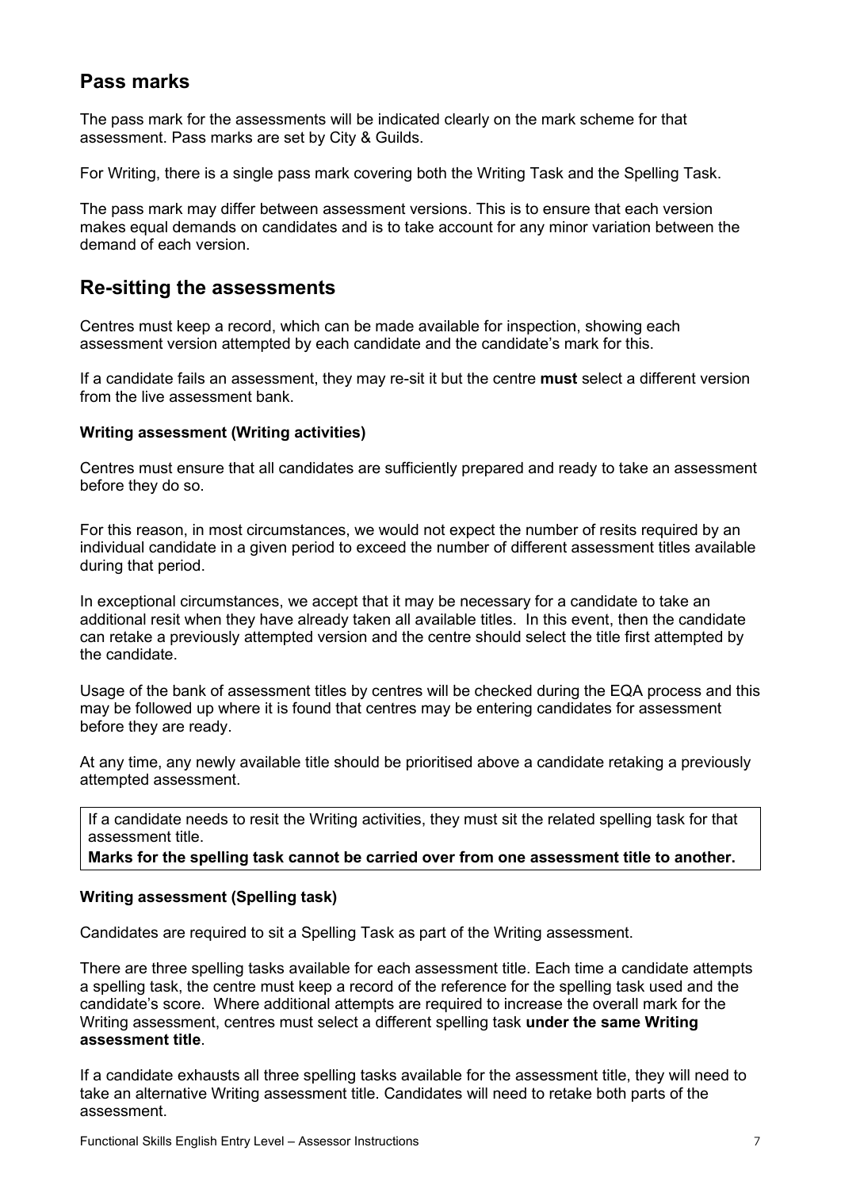## Pass marks

The pass mark for the assessments will be indicated clearly on the mark scheme for that assessment. Pass marks are set by City & Guilds.

For Writing, there is a single pass mark covering both the Writing Task and the Spelling Task.

The pass mark may differ between assessment versions. This is to ensure that each version makes equal demands on candidates and is to take account for any minor variation between the demand of each version.

## Re-sitting the assessments

Centres must keep a record, which can be made available for inspection, showing each assessment version attempted by each candidate and the candidate's mark for this.

If a candidate fails an assessment, they may re-sit it but the centre **must** select a different version from the live assessment bank.

**Writing assessment (Writing activities)**

Centres must ensure that all candidates are sufficiently prepared and ready to take an assessment before they do so.

For this reason, in most circumstances, we would not expect the number of resits required by an individual candidate in a given period to exceed the number of different assessment titles available during that period.

In exceptional circumstances, we accept that it may be necessary for a candidate to take an additional resit when they have already taken all available titles. In this event, then the candidate can retake a previously attempted version and the centre should select the title first attempted by the candidate.

Usage of the bank of assessment titles by centres will be checked during the EQA process and this may be followed up where it is found that centres may be entering candidates for assessment before they are ready.

At any time, any newly available title should be prioritised above a candidate retaking a previously attempted assessment.

If a candidate needs to resit the Writing activities, they must sit the related spelling task for that assessment title.
**Marks for the spelling task cannot be carried over from one assessment title to another.**

**Writing assessment (Spelling task)**

Candidates are required to sit a Spelling Task as part of the Writing assessment.

There are three spelling tasks available for each assessment title. Each time a candidate attempts a spelling task, the centre must keep a record of the reference for the spelling task used and the candidate's score. Where additional attempts are required to increase the overall mark for the Writing assessment, centres must select a different spelling task **under the same Writing assessment title**.

If a candidate exhausts all three spelling tasks available for the assessment title, they will need to take an alternative Writing assessment title. Candidates will need to retake both parts of the assessment.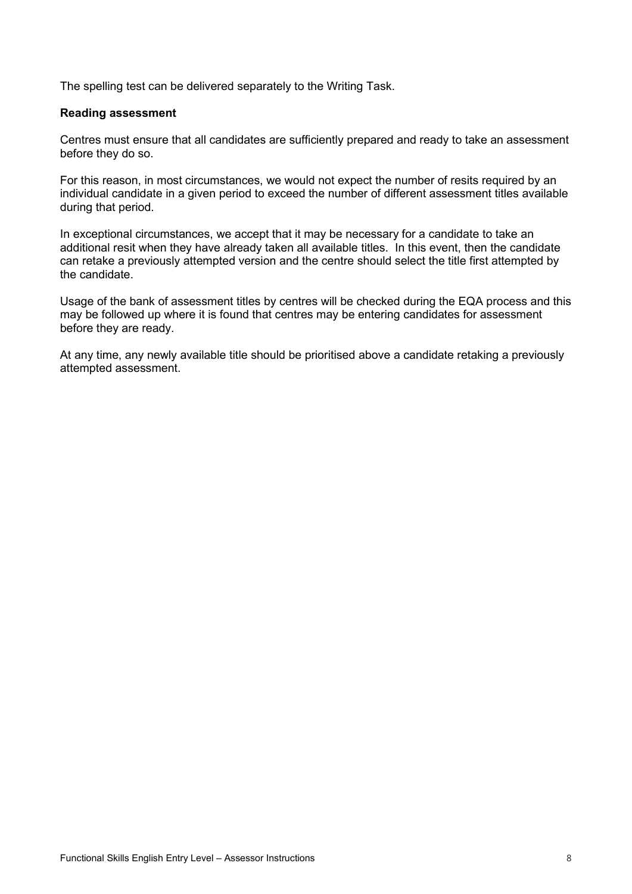The spelling test can be delivered separately to the Writing Task.

**Reading assessment**

Centres must ensure that all candidates are sufficiently prepared and ready to take an assessment before they do so.

For this reason, in most circumstances, we would not expect the number of resits required by an individual candidate in a given period to exceed the number of different assessment titles available during that period.

In exceptional circumstances, we accept that it may be necessary for a candidate to take an additional resit when they have already taken all available titles. In this event, then the candidate can retake a previously attempted version and the centre should select the title first attempted by the candidate.

Usage of the bank of assessment titles by centres will be checked during the EQA process and this may be followed up where it is found that centres may be entering candidates for assessment before they are ready.

At any time, any newly available title should be prioritised above a candidate retaking a previously attempted assessment.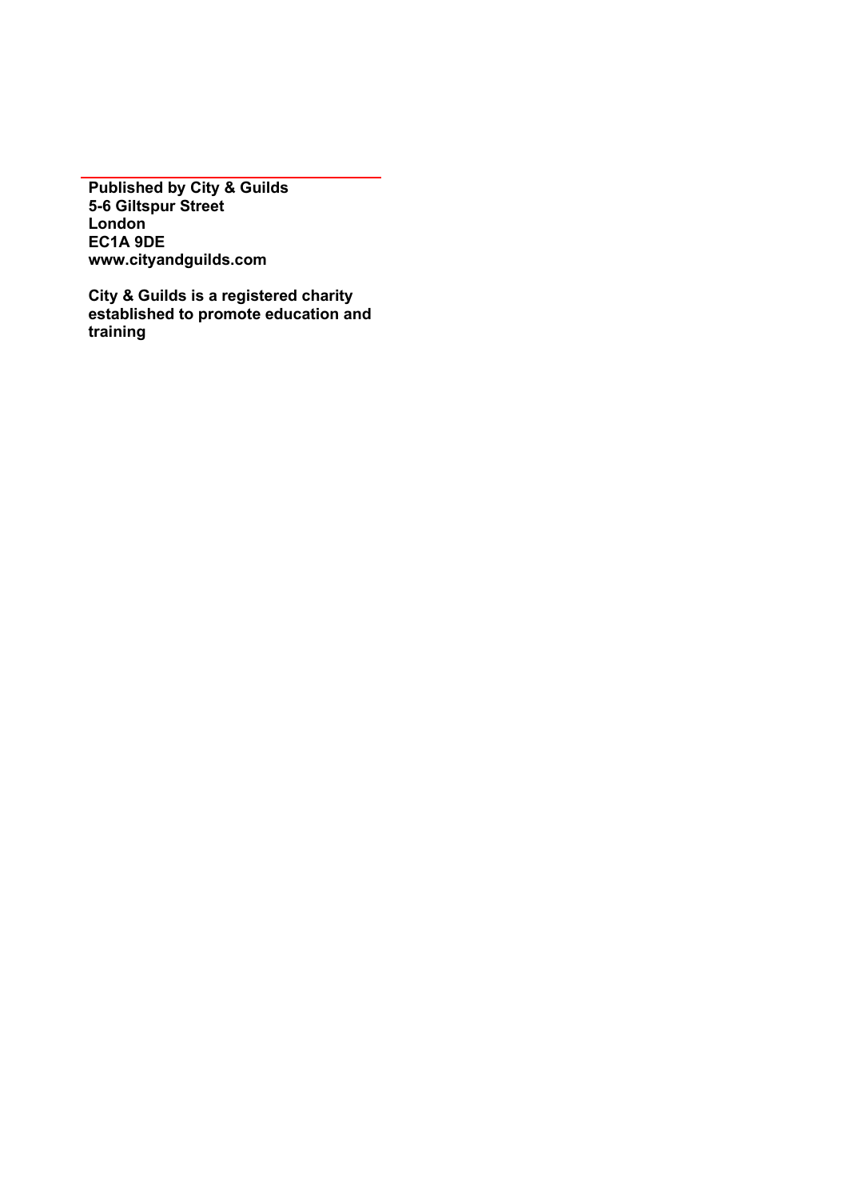**Published by City & Guilds**
**5-6 Giltspur Street**
**London**
**EC1A 9DE**
**www.cityandguilds.com**

**City & Guilds is a registered charity established to promote education and training**